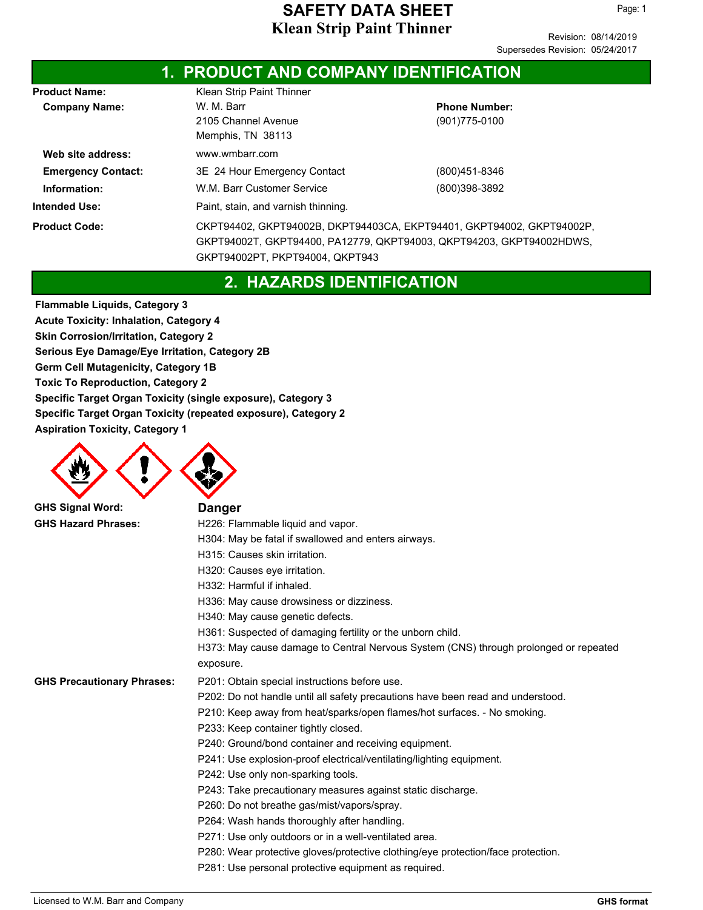# SAFETY DATA SHEET
# Klean Strip Paint Thinner

Revision: 08/14/2019
Supersedes Revision: 05/24/2017

## 1. PRODUCT AND COMPANY IDENTIFICATION

**Product Name:** Klean Strip Paint Thinner

**Company Name:** W. M. Barr
2105 Channel Avenue
Memphis, TN 38113

**Phone Number:** (901)775-0100

**Web site address:** www.wmbarr.com

**Emergency Contact:** 3E 24 Hour Emergency Contact (800)451-8346

**Information:** W.M. Barr Customer Service (800)398-3892

**Intended Use:** Paint, stain, and varnish thinning.

**Product Code:** CKPT94402, GKPT94002B, DKPT94403CA, EKPT94401, GKPT94002, GKPT94002P, GKPT94002T, GKPT94400, PA12779, QKPT94003, QKPT94203, GKPT94002HDWS, GKPT94002PT, PKPT94004, QKPT943

## 2. HAZARDS IDENTIFICATION

**Flammable Liquids, Category 3**
**Acute Toxicity: Inhalation, Category 4**
**Skin Corrosion/Irritation, Category 2**
**Serious Eye Damage/Eye Irritation, Category 2B**
**Germ Cell Mutagenicity, Category 1B**
**Toxic To Reproduction, Category 2**
**Specific Target Organ Toxicity (single exposure), Category 3**
**Specific Target Organ Toxicity (repeated exposure), Category 2**
**Aspiration Toxicity, Category 1**

**GHS Signal Word:** **Danger**

**GHS Hazard Phrases:**
H226: Flammable liquid and vapor.
H304: May be fatal if swallowed and enters airways.
H315: Causes skin irritation.
H320: Causes eye irritation.
H332: Harmful if inhaled.
H336: May cause drowsiness or dizziness.
H340: May cause genetic defects.
H361: Suspected of damaging fertility or the unborn child.
H373: May cause damage to Central Nervous System (CNS) through prolonged or repeated exposure.

**GHS Precautionary Phrases:**
P201: Obtain special instructions before use.
P202: Do not handle until all safety precautions have been read and understood.
P210: Keep away from heat/sparks/open flames/hot surfaces. - No smoking.
P233: Keep container tightly closed.
P240: Ground/bond container and receiving equipment.
P241: Use explosion-proof electrical/ventilating/lighting equipment.
P242: Use only non-sparking tools.
P243: Take precautionary measures against static discharge.
P260: Do not breathe gas/mist/vapors/spray.
P264: Wash hands thoroughly after handling.
P271: Use only outdoors or in a well-ventilated area.
P280: Wear protective gloves/protective clothing/eye protection/face protection.
P281: Use personal protective equipment as required.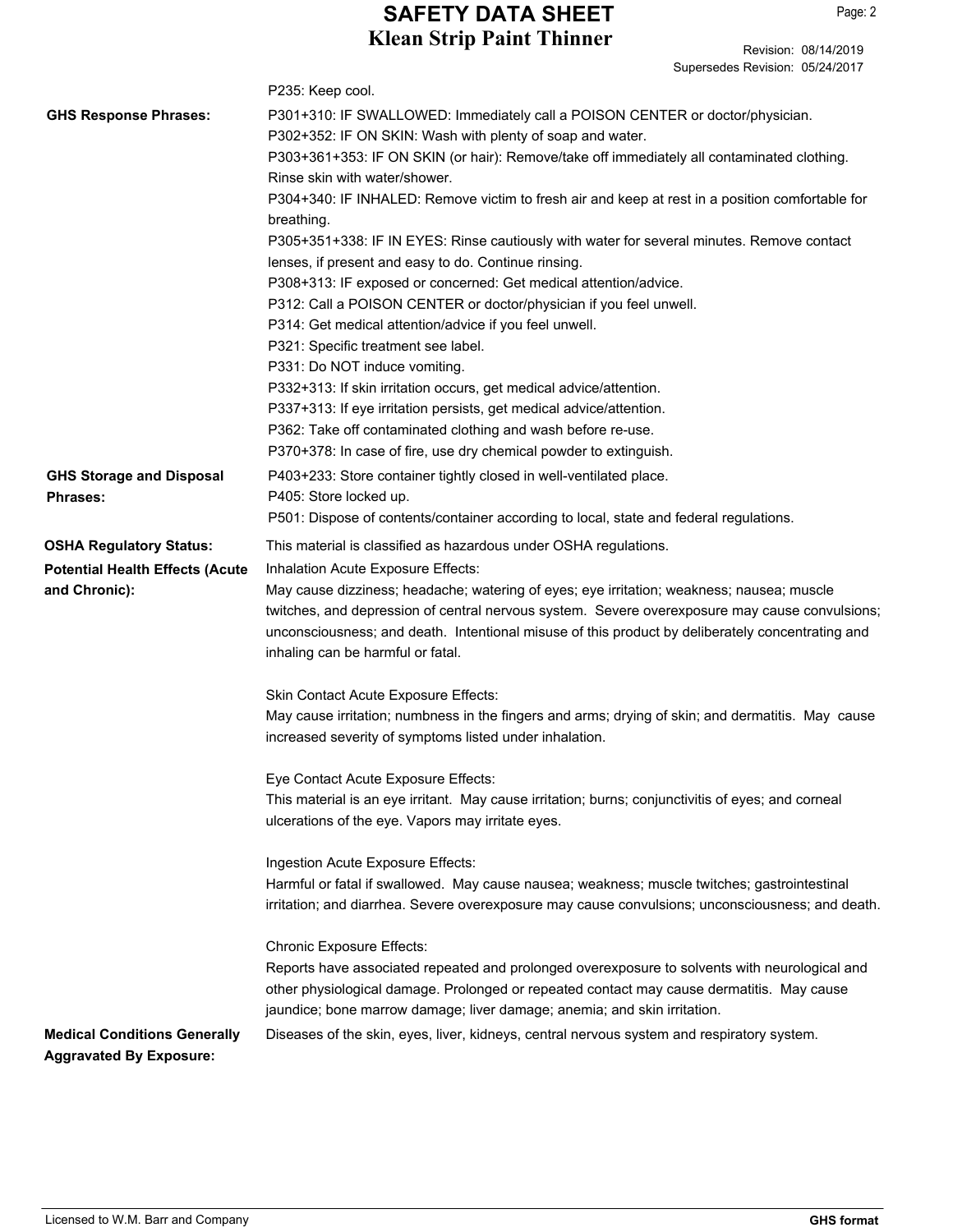P235: Keep cool.

**GHS Response Phrases:**

P301+310: IF SWALLOWED: Immediately call a POISON CENTER or doctor/physician.
P302+352: IF ON SKIN: Wash with plenty of soap and water.
P303+361+353: IF ON SKIN (or hair): Remove/take off immediately all contaminated clothing. Rinse skin with water/shower.
P304+340: IF INHALED: Remove victim to fresh air and keep at rest in a position comfortable for breathing.
P305+351+338: IF IN EYES: Rinse cautiously with water for several minutes. Remove contact lenses, if present and easy to do. Continue rinsing.
P308+313: IF exposed or concerned: Get medical attention/advice.
P312: Call a POISON CENTER or doctor/physician if you feel unwell.
P314: Get medical attention/advice if you feel unwell.
P321: Specific treatment see label.
P331: Do NOT induce vomiting.
P332+313: If skin irritation occurs, get medical advice/attention.
P337+313: If eye irritation persists, get medical advice/attention.
P362: Take off contaminated clothing and wash before re-use.
P370+378: In case of fire, use dry chemical powder to extinguish.

**GHS Storage and Disposal Phrases:**

P403+233: Store container tightly closed in well-ventilated place.
P405: Store locked up.
P501: Dispose of contents/container according to local, state and federal regulations.

**OSHA Regulatory Status:** This material is classified as hazardous under OSHA regulations.

**Potential Health Effects (Acute and Chronic):**

Inhalation Acute Exposure Effects:
May cause dizziness; headache; watering of eyes; eye irritation; weakness; nausea; muscle twitches, and depression of central nervous system. Severe overexposure may cause convulsions; unconsciousness; and death. Intentional misuse of this product by deliberately concentrating and inhaling can be harmful or fatal.

Skin Contact Acute Exposure Effects:
May cause irritation; numbness in the fingers and arms; drying of skin; and dermatitis. May cause increased severity of symptoms listed under inhalation.

Eye Contact Acute Exposure Effects:
This material is an eye irritant. May cause irritation; burns; conjunctivitis of eyes; and corneal ulcerations of the eye. Vapors may irritate eyes.

Ingestion Acute Exposure Effects:
Harmful or fatal if swallowed. May cause nausea; weakness; muscle twitches; gastrointestinal irritation; and diarrhea. Severe overexposure may cause convulsions; unconsciousness; and death.

Chronic Exposure Effects:
Reports have associated repeated and prolonged overexposure to solvents with neurological and other physiological damage. Prolonged or repeated contact may cause dermatitis. May cause jaundice; bone marrow damage; liver damage; anemia; and skin irritation.

**Medical Conditions Generally Aggravated By Exposure:** Diseases of the skin, eyes, liver, kidneys, central nervous system and respiratory system.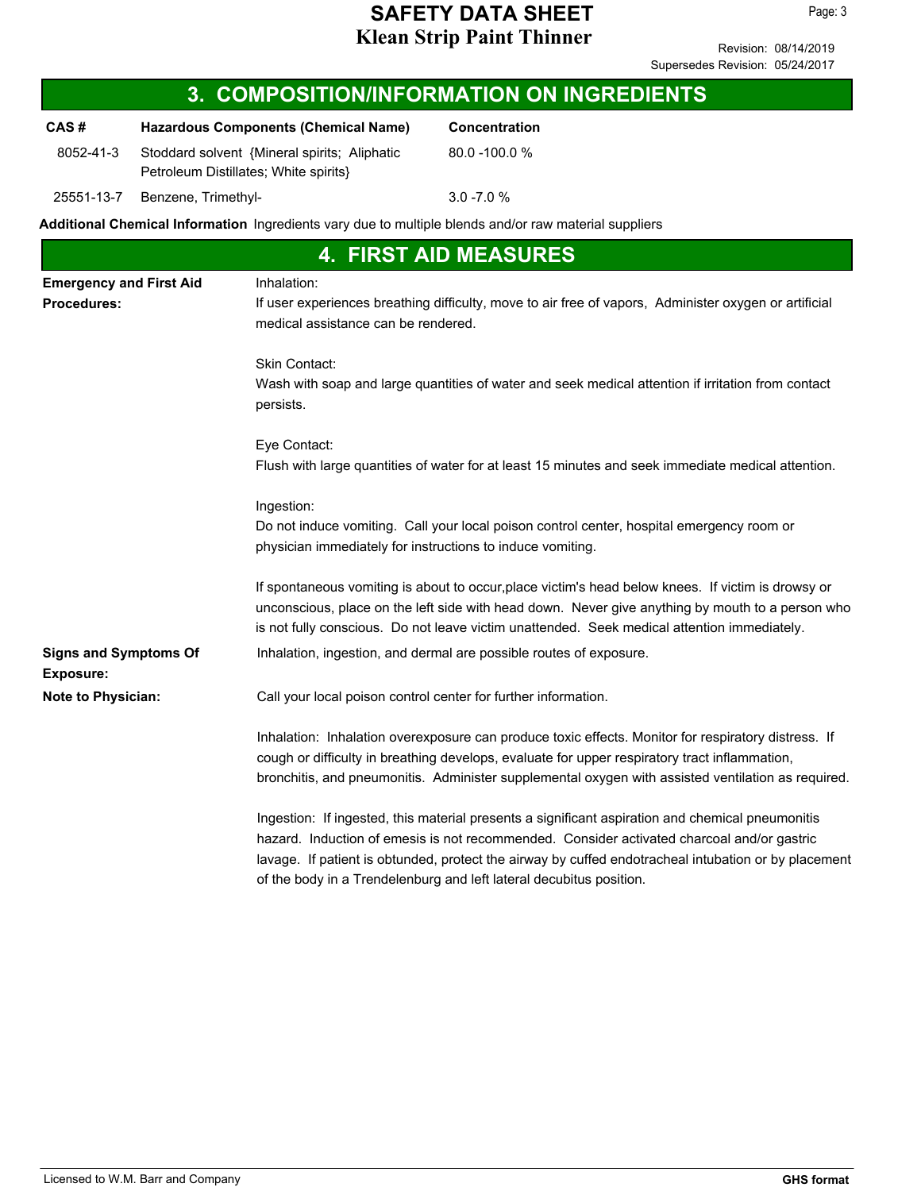## 3. COMPOSITION/INFORMATION ON INGREDIENTS

| CAS # | Hazardous Components (Chemical Name) | Concentration |
|---|---|---|
| 8052-41-3 | Stoddard solvent {Mineral spirits; Aliphatic Petroleum Distillates; White spirits} | 80.0 -100.0 % |
| 25551-13-7 | Benzene, Trimethyl- | 3.0 -7.0 % |

**Additional Chemical Information** Ingredients vary due to multiple blends and/or raw material suppliers

## 4. FIRST AID MEASURES

**Emergency and First Aid Procedures:**

Inhalation:
If user experiences breathing difficulty, move to air free of vapors, Administer oxygen or artificial medical assistance can be rendered.

Skin Contact:
Wash with soap and large quantities of water and seek medical attention if irritation from contact persists.

Eye Contact:
Flush with large quantities of water for at least 15 minutes and seek immediate medical attention.

Ingestion:
Do not induce vomiting. Call your local poison control center, hospital emergency room or physician immediately for instructions to induce vomiting.

If spontaneous vomiting is about to occur,place victim's head below knees. If victim is drowsy or unconscious, place on the left side with head down. Never give anything by mouth to a person who is not fully conscious. Do not leave victim unattended. Seek medical attention immediately.

**Signs and Symptoms Of Exposure:** Inhalation, ingestion, and dermal are possible routes of exposure.

**Note to Physician:** Call your local poison control center for further information.

Inhalation: Inhalation overexposure can produce toxic effects. Monitor for respiratory distress. If cough or difficulty in breathing develops, evaluate for upper respiratory tract inflammation, bronchitis, and pneumonitis. Administer supplemental oxygen with assisted ventilation as required.

Ingestion: If ingested, this material presents a significant aspiration and chemical pneumonitis hazard. Induction of emesis is not recommended. Consider activated charcoal and/or gastric lavage. If patient is obtunded, protect the airway by cuffed endotracheal intubation or by placement of the body in a Trendelenburg and left lateral decubitus position.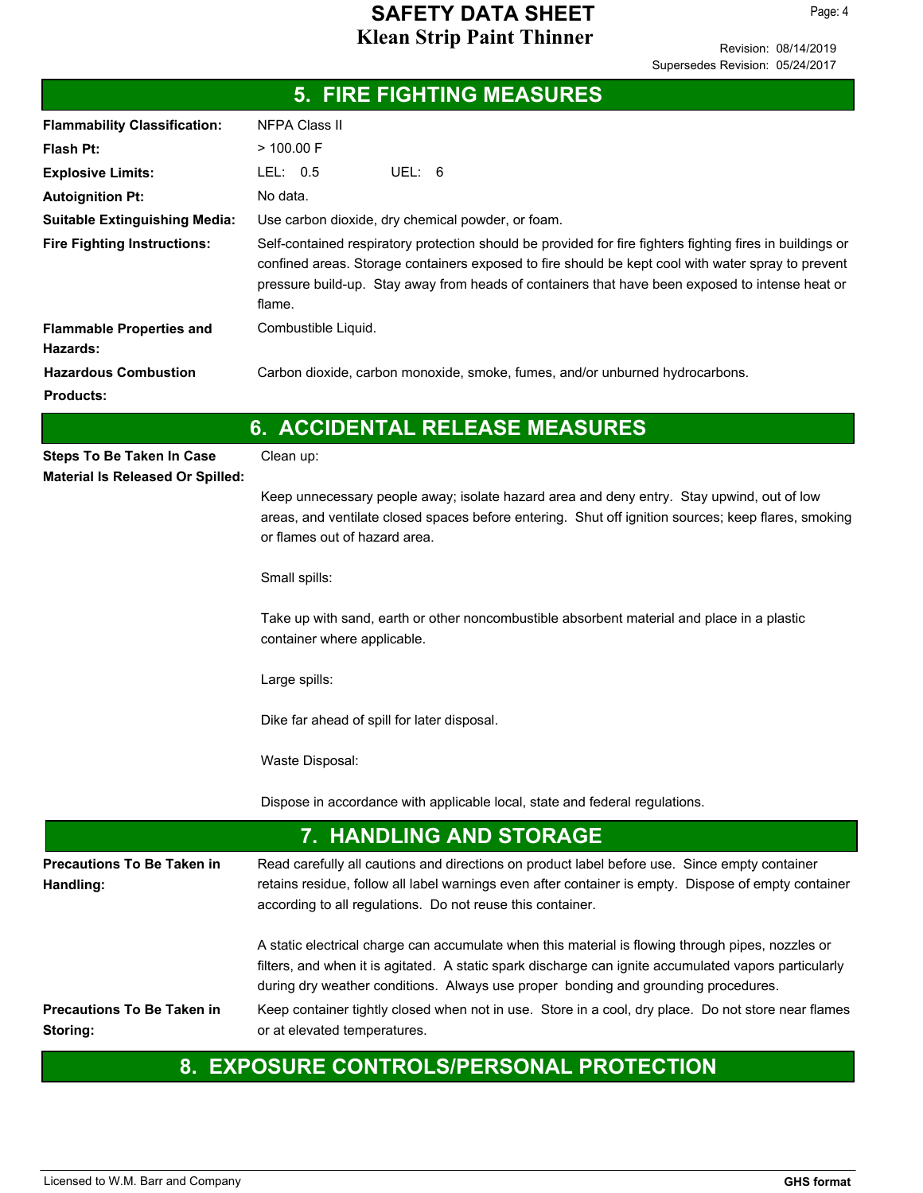## 5. FIRE FIGHTING MEASURES

| | |
|---|---|
| **Flammability Classification:** | NFPA Class II |
| **Flash Pt:** | > 100.00 F |
| **Explosive Limits:** | LEL: 0.5 UEL: 6 |
| **Autoignition Pt:** | No data. |
| **Suitable Extinguishing Media:** | Use carbon dioxide, dry chemical powder, or foam. |
| **Fire Fighting Instructions:** | Self-contained respiratory protection should be provided for fire fighters fighting fires in buildings or confined areas. Storage containers exposed to fire should be kept cool with water spray to prevent pressure build-up. Stay away from heads of containers that have been exposed to intense heat or flame. |
| **Flammable Properties and Hazards:** | Combustible Liquid. |
| **Hazardous Combustion Products:** | Carbon dioxide, carbon monoxide, smoke, fumes, and/or unburned hydrocarbons. |

## 6. ACCIDENTAL RELEASE MEASURES

**Steps To Be Taken In Case Material Is Released Or Spilled:**

Clean up:

Keep unnecessary people away; isolate hazard area and deny entry. Stay upwind, out of low areas, and ventilate closed spaces before entering. Shut off ignition sources; keep flares, smoking or flames out of hazard area.

Small spills:

Take up with sand, earth or other noncombustible absorbent material and place in a plastic container where applicable.

Large spills:

Dike far ahead of spill for later disposal.

Waste Disposal:

Dispose in accordance with applicable local, state and federal regulations.

## 7. HANDLING AND STORAGE

**Precautions To Be Taken in Handling:**

Read carefully all cautions and directions on product label before use. Since empty container retains residue, follow all label warnings even after container is empty. Dispose of empty container according to all regulations. Do not reuse this container.

A static electrical charge can accumulate when this material is flowing through pipes, nozzles or filters, and when it is agitated. A static spark discharge can ignite accumulated vapors particularly during dry weather conditions. Always use proper bonding and grounding procedures.

**Precautions To Be Taken in Storing:**

Keep container tightly closed when not in use. Store in a cool, dry place. Do not store near flames or at elevated temperatures.

## 8. EXPOSURE CONTROLS/PERSONAL PROTECTION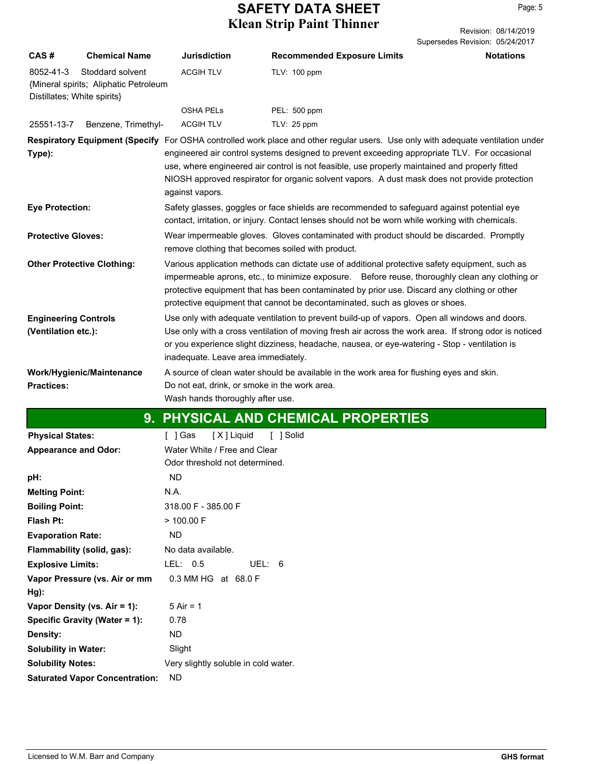| CAS # | Chemical Name | Jurisdiction | Recommended Exposure Limits | Notations |
|---|---|---|---|---|
| 8052-41-3 | Stoddard solvent {Mineral spirits; Aliphatic Petroleum Distillates; White spirits} | ACGIH TLV | TLV: 100 ppm | |
| | | OSHA PELs | PEL: 500 ppm | |
| 25551-13-7 | Benzene, Trimethyl- | ACGIH TLV | TLV: 25 ppm | |

**Respiratory Equipment (Specify Type):** For OSHA controlled work place and other regular users. Use only with adequate ventilation under engineered air control systems designed to prevent exceeding appropriate TLV. For occasional use, where engineered air control is not feasible, use properly maintained and properly fitted NIOSH approved respirator for organic solvent vapors. A dust mask does not provide protection against vapors.

**Eye Protection:** Safety glasses, goggles or face shields are recommended to safeguard against potential eye contact, irritation, or injury. Contact lenses should not be worn while working with chemicals.

**Protective Gloves:** Wear impermeable gloves. Gloves contaminated with product should be discarded. Promptly remove clothing that becomes soiled with product.

**Other Protective Clothing:** Various application methods can dictate use of additional protective safety equipment, such as impermeable aprons, etc., to minimize exposure. Before reuse, thoroughly clean any clothing or protective equipment that has been contaminated by prior use. Discard any clothing or other protective equipment that cannot be decontaminated, such as gloves or shoes.

**Engineering Controls (Ventilation etc.):** Use only with adequate ventilation to prevent build-up of vapors. Open all windows and doors. Use only with a cross ventilation of moving fresh air across the work area. If strong odor is noticed or you experience slight dizziness, headache, nausea, or eye-watering - Stop - ventilation is inadequate. Leave area immediately.

**Work/Hygienic/Maintenance Practices:** A source of clean water should be available in the work area for flushing eyes and skin.
Do not eat, drink, or smoke in the work area.
Wash hands thoroughly after use.

## 9. PHYSICAL AND CHEMICAL PROPERTIES

**Physical States:** [ ] Gas [X] Liquid [ ] Solid

**Appearance and Odor:** Water White / Free and Clear
Odor threshold not determined.

**pH:** ND

**Melting Point:** N.A.

**Boiling Point:** 318.00 F - 385.00 F

**Flash Pt:** > 100.00 F

**Evaporation Rate:** ND

**Flammability (solid, gas):** No data available.

**Explosive Limits:** LEL: 0.5 UEL: 6

**Vapor Pressure (vs. Air or mm Hg):** 0.3 MM HG at 68.0 F

**Vapor Density (vs. Air = 1):** 5 Air = 1

**Specific Gravity (Water = 1):** 0.78

**Density:** ND

**Solubility in Water:** Slight

**Solubility Notes:** Very slightly soluble in cold water.

**Saturated Vapor Concentration:** ND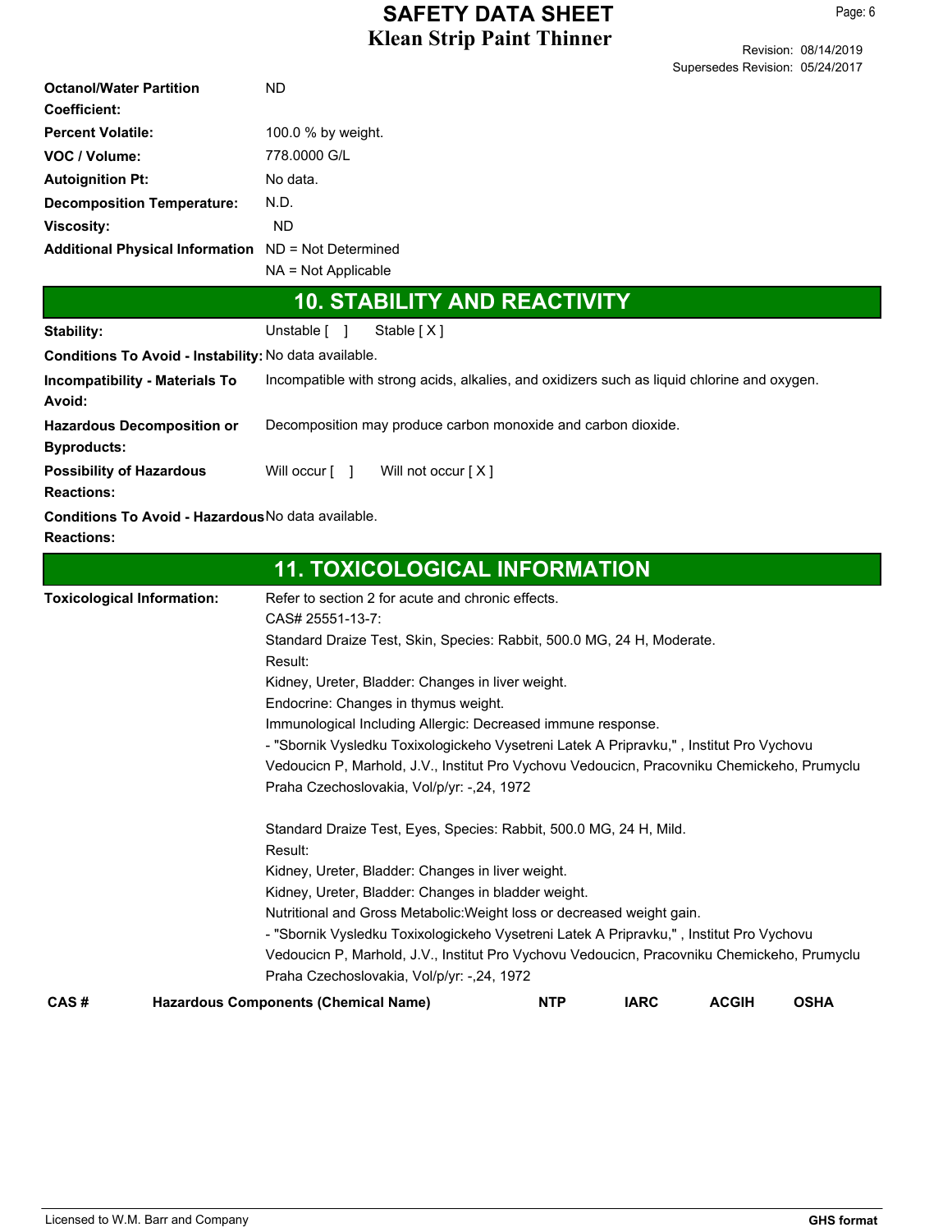| | |
|---|---|
| **Octanol/Water Partition Coefficient:** | ND |
| **Percent Volatile:** | 100.0 % by weight. |
| **VOC / Volume:** | 778.0000 G/L |
| **Autoignition Pt:** | No data. |
| **Decomposition Temperature:** | N.D. |
| **Viscosity:** | ND |
| **Additional Physical Information** | ND = Not Determined<br>NA = Not Applicable |

## 10. STABILITY AND REACTIVITY

| | |
|---|---|
| **Stability:** | Unstable [ ] Stable [ X ] |
| **Conditions To Avoid - Instability:** | No data available. |
| **Incompatibility - Materials To Avoid:** | Incompatible with strong acids, alkalies, and oxidizers such as liquid chlorine and oxygen. |
| **Hazardous Decomposition or Byproducts:** | Decomposition may produce carbon monoxide and carbon dioxide. |
| **Possibility of Hazardous Reactions:** | Will occur [ ] Will not occur [ X ] |
| **Conditions To Avoid - Hazardous Reactions:** | No data available. |

## 11. TOXICOLOGICAL INFORMATION

**Toxicological Information:**

Refer to section 2 for acute and chronic effects.

CAS# 25551-13-7:

Standard Draize Test, Skin, Species: Rabbit, 500.0 MG, 24 H, Moderate.

Result:

Kidney, Ureter, Bladder: Changes in liver weight.

Endocrine: Changes in thymus weight.

Immunological Including Allergic: Decreased immune response.

- "Sbornik Vysledku Toxixologickeho Vysetreni Latek A Pripravku," , Institut Pro Vychovu Vedoucicn P, Marhold, J.V., Institut Pro Vychovu Vedoucicn, Pracovniku Chemickeho, Prumyclu Praha Czechoslovakia, Vol/p/yr: -,24, 1972

Standard Draize Test, Eyes, Species: Rabbit, 500.0 MG, 24 H, Mild.

Result:

Kidney, Ureter, Bladder: Changes in liver weight.

Kidney, Ureter, Bladder: Changes in bladder weight.

Nutritional and Gross Metabolic:Weight loss or decreased weight gain.

- "Sbornik Vysledku Toxixologickeho Vysetreni Latek A Pripravku," , Institut Pro Vychovu Vedoucicn P, Marhold, J.V., Institut Pro Vychovu Vedoucicn, Pracovniku Chemickeho, Prumyclu Praha Czechoslovakia, Vol/p/yr: -,24, 1972

| CAS # | Hazardous Components (Chemical Name) | NTP | IARC | ACGIH | OSHA |
|---|---|---|---|---|---|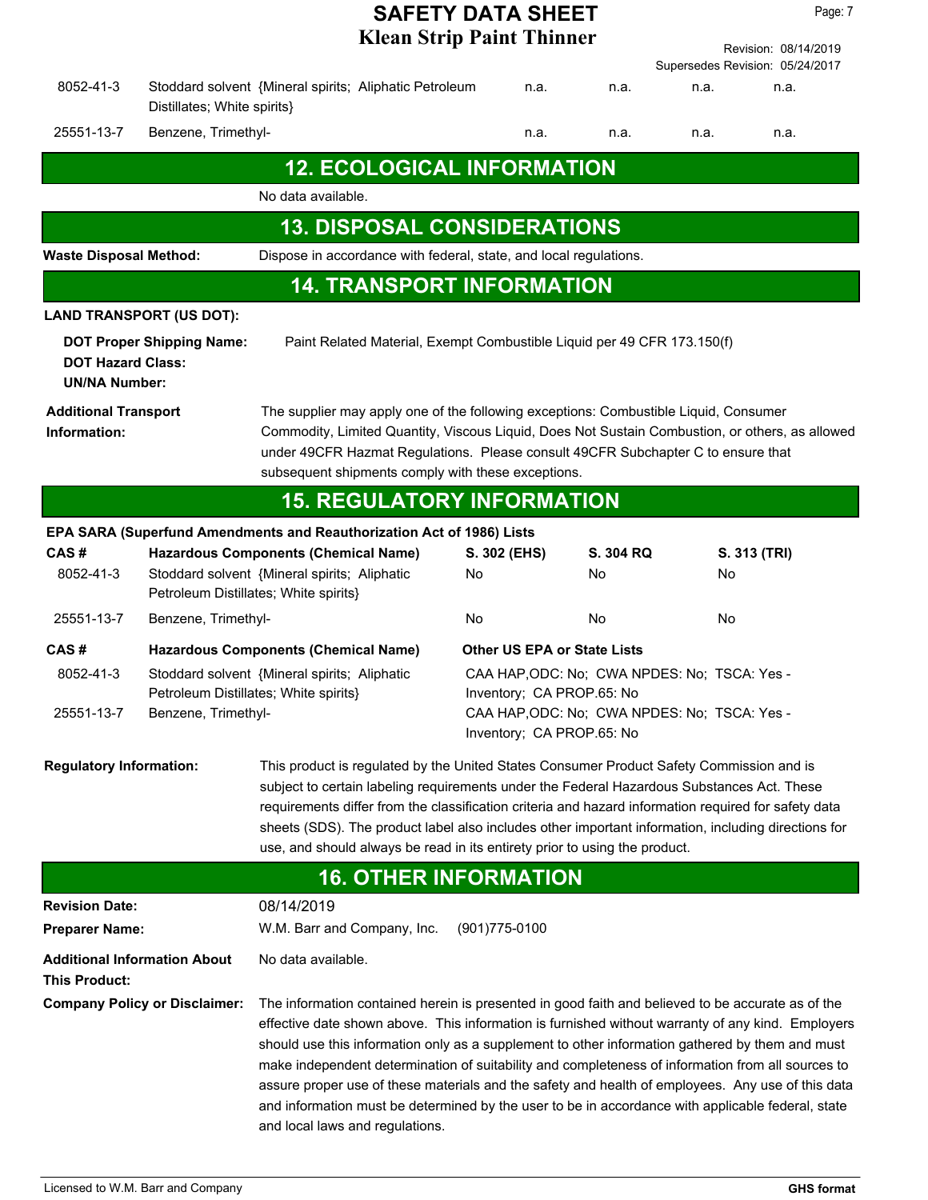| | | | | | |
|---|---|---|---|---|---|
| 8052-41-3 | Stoddard solvent {Mineral spirits; Aliphatic Petroleum Distillates; White spirits} | n.a. | n.a. | n.a. | n.a. |
| 25551-13-7 | Benzene, Trimethyl- | n.a. | n.a. | n.a. | n.a. |

## 12. ECOLOGICAL INFORMATION

No data available.

## 13. DISPOSAL CONSIDERATIONS

**Waste Disposal Method:** Dispose in accordance with federal, state, and local regulations.

## 14. TRANSPORT INFORMATION

**LAND TRANSPORT (US DOT):**

**DOT Proper Shipping Name:** Paint Related Material, Exempt Combustible Liquid per 49 CFR 173.150(f)
**DOT Hazard Class:**
**UN/NA Number:**

**Additional Transport Information:** The supplier may apply one of the following exceptions: Combustible Liquid, Consumer Commodity, Limited Quantity, Viscous Liquid, Does Not Sustain Combustion, or others, as allowed under 49CFR Hazmat Regulations. Please consult 49CFR Subchapter C to ensure that subsequent shipments comply with these exceptions.

## 15. REGULATORY INFORMATION

**EPA SARA (Superfund Amendments and Reauthorization Act of 1986) Lists**

| CAS # | Hazardous Components (Chemical Name) | S. 302 (EHS) | S. 304 RQ | S. 313 (TRI) |
|---|---|---|---|---|
| 8052-41-3 | Stoddard solvent {Mineral spirits; Aliphatic Petroleum Distillates; White spirits} | No | No | No |
| 25551-13-7 | Benzene, Trimethyl- | No | No | No |

| CAS # | Hazardous Components (Chemical Name) | Other US EPA or State Lists |
|---|---|---|
| 8052-41-3 | Stoddard solvent {Mineral spirits; Aliphatic Petroleum Distillates; White spirits} | CAA HAP,ODC: No; CWA NPDES: No; TSCA: Yes - Inventory; CA PROP.65: No |
| 25551-13-7 | Benzene, Trimethyl- | CAA HAP,ODC: No; CWA NPDES: No; TSCA: Yes - Inventory; CA PROP.65: No |

**Regulatory Information:** This product is regulated by the United States Consumer Product Safety Commission and is subject to certain labeling requirements under the Federal Hazardous Substances Act. These requirements differ from the classification criteria and hazard information required for safety data sheets (SDS). The product label also includes other important information, including directions for use, and should always be read in its entirety prior to using the product.

## 16. OTHER INFORMATION

**Revision Date:** 08/14/2019

**Preparer Name:** W.M. Barr and Company, Inc. (901)775-0100

**Additional Information About This Product:** No data available.

**Company Policy or Disclaimer:** The information contained herein is presented in good faith and believed to be accurate as of the effective date shown above. This information is furnished without warranty of any kind. Employers should use this information only as a supplement to other information gathered by them and must make independent determination of suitability and completeness of information from all sources to assure proper use of these materials and the safety and health of employees. Any use of this data and information must be determined by the user to be in accordance with applicable federal, state and local laws and regulations.